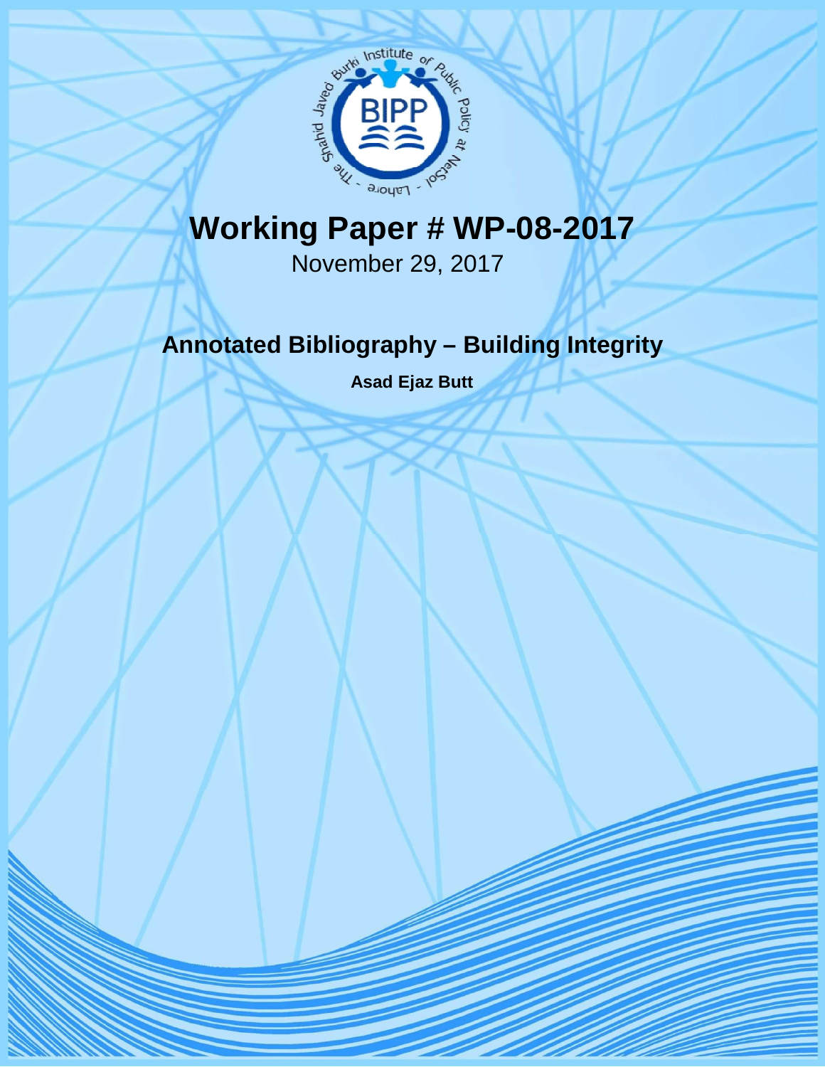# Working Paper # WP-08-2017

November 29, 2017

## Annotated Bibliography – Building Integrity

**Asad Ejaz Butt**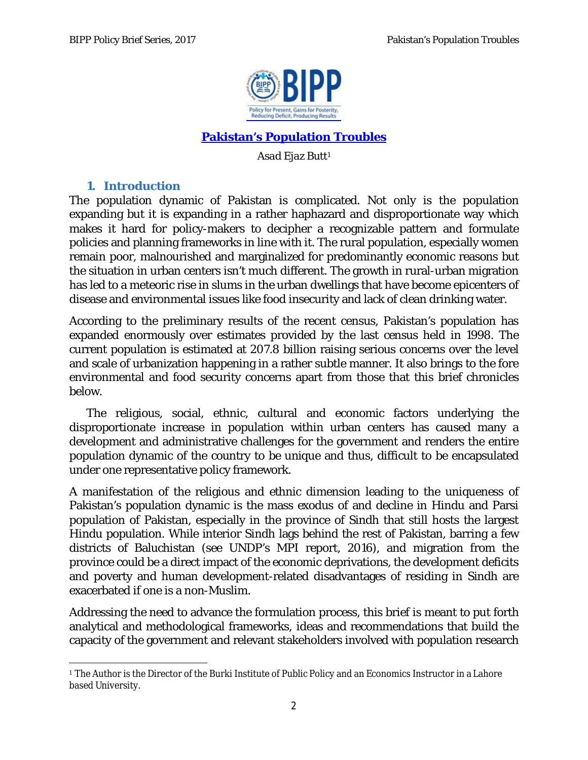## Pakistan's Population Troubles

*Asad Ejaz Butt*[1]

### 1. Introduction

The population dynamic of Pakistan is complicated. Not only is the population expanding but it is expanding in a rather haphazard and disproportionate way which makes it hard for policy-makers to decipher a recognizable pattern and formulate policies and planning frameworks in line with it. The rural population, especially women remain poor, malnourished and marginalized for predominantly economic reasons but the situation in urban centers isn't much different. The growth in rural-urban migration has led to a meteoric rise in slums in the urban dwellings that have become epicenters of disease and environmental issues like food insecurity and lack of clean drinking water.

According to the preliminary results of the recent census, Pakistan's population has expanded enormously over estimates provided by the last census held in 1998. The current population is estimated at 207.8 billion raising serious concerns over the level and scale of urbanization happening in a rather subtle manner. It also brings to the fore environmental and food security concerns apart from those that this brief chronicles below.

The religious, social, ethnic, cultural and economic factors underlying the disproportionate increase in population within urban centers has caused many a development and administrative challenges for the government and renders the entire population dynamic of the country to be unique and thus, difficult to be encapsulated under one representative policy framework.

A manifestation of the religious and ethnic dimension leading to the uniqueness of Pakistan's population dynamic is the mass exodus of and decline in Hindu and Parsi population of Pakistan, especially in the province of Sindh that still hosts the largest Hindu population. While interior Sindh lags behind the rest of Pakistan, barring a few districts of Baluchistan (see UNDP's MPI report, 2016), and migration from the province could be a direct impact of the economic deprivations, the development deficits and poverty and human development-related disadvantages of residing in Sindh are exacerbated if one is a non-Muslim.

Addressing the need to advance the formulation process, this brief is meant to put forth analytical and methodological frameworks, ideas and recommendations that build the capacity of the government and relevant stakeholders involved with population research

---

[1] The Author is the Director of the Burki Institute of Public Policy and an Economics Instructor in a Lahore based University.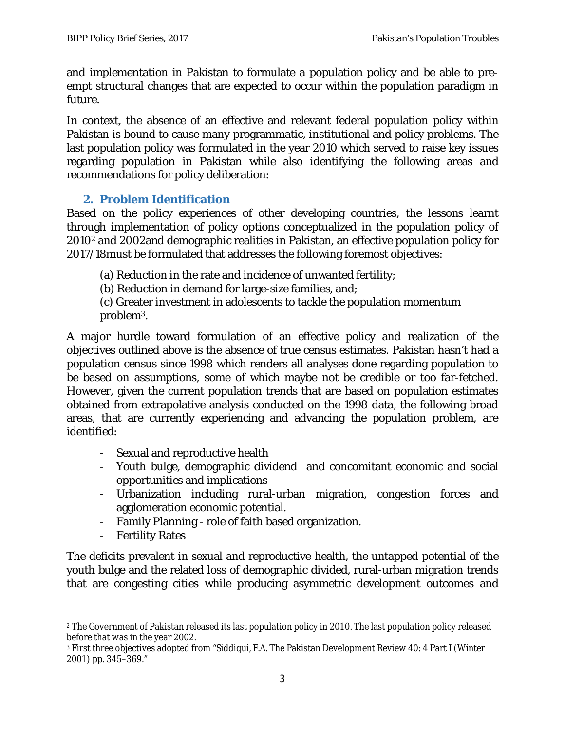and implementation in Pakistan to formulate a population policy and be able to pre-empt structural changes that are expected to occur within the population paradigm in future.

In context, the absence of an effective and relevant federal population policy within Pakistan is bound to cause many programmatic, institutional and policy problems. The last population policy was formulated in the year 2010 which served to raise key issues regarding population in Pakistan while also identifying the following areas and recommendations for policy deliberation:

## 2. Problem Identification

Based on the policy experiences of other developing countries, the lessons learnt through implementation of policy options conceptualized in the population policy of 2010[2] and 2002and demographic realities in Pakistan, an effective population policy for 2017/18must be formulated that addresses the following foremost objectives:

(a) Reduction in the rate and incidence of unwanted fertility;
(b) Reduction in demand for large-size families, and;
(c) Greater investment in adolescents to tackle the population momentum problem[3].

A major hurdle toward formulation of an effective policy and realization of the objectives outlined above is the absence of true census estimates. Pakistan hasn't had a population census since 1998 which renders all analyses done regarding population to be based on assumptions, some of which maybe not be credible or too far-fetched. However, given the current population trends that are based on population estimates obtained from extrapolative analysis conducted on the 1998 data, the following broad areas, that are currently experiencing and advancing the population problem, are identified:

- Sexual and reproductive health
- Youth bulge, demographic dividend and concomitant economic and social opportunities and implications
- Urbanization including rural-urban migration, congestion forces and agglomeration economic potential.
- Family Planning - role of faith based organization.
- Fertility Rates

The deficits prevalent in sexual and reproductive health, the untapped potential of the youth bulge and the related loss of demographic divided, rural-urban migration trends that are congesting cities while producing asymmetric development outcomes and

---

[2] The Government of Pakistan released its last population policy in 2010. The last population policy released before that was in the year 2002.

[3] First three objectives adopted from "Siddiqui, F.A. The Pakistan Development Review 40: 4 Part I (Winter 2001) pp. 345–369."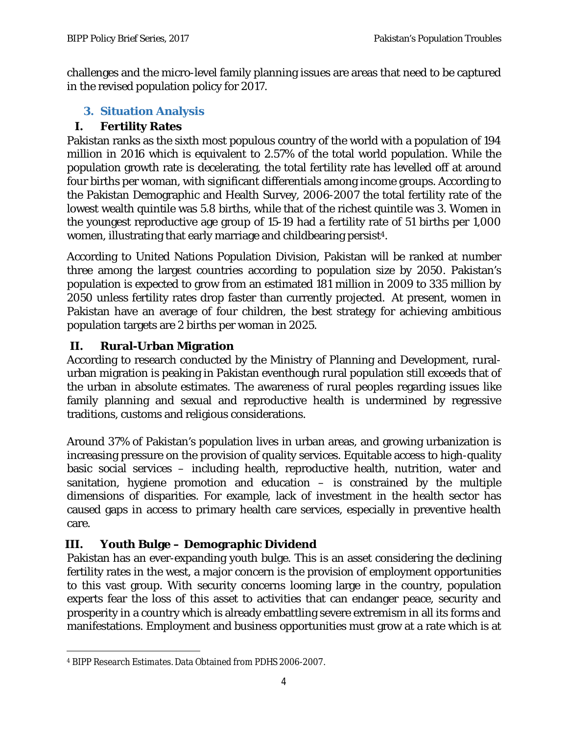challenges and the micro-level family planning issues are areas that need to be captured in the revised population policy for 2017.

## 3. Situation Analysis

### I. Fertility Rates

Pakistan ranks as the sixth most populous country of the world with a population of 194 million in 2016 which is equivalent to 2.57% of the total world population. While the population growth rate is decelerating, the total fertility rate has levelled off at around four births per woman, with significant differentials among income groups. According to the Pakistan Demographic and Health Survey, 2006-2007 the total fertility rate of the lowest wealth quintile was 5.8 births, while that of the richest quintile was 3. Women in the youngest reproductive age group of 15-19 had a fertility rate of 51 births per 1,000 women, illustrating that early marriage and childbearing persist[4].

According to United Nations Population Division, Pakistan will be ranked at number three among the largest countries according to population size by 2050. Pakistan's population is expected to grow from an estimated 181 million in 2009 to 335 million by 2050 unless fertility rates drop faster than currently projected. At present, women in Pakistan have an average of four children, the best strategy for achieving ambitious population targets are 2 births per woman in 2025.

### II. Rural-Urban Migration

According to research conducted by the Ministry of Planning and Development, rural-urban migration is peaking in Pakistan eventhough rural population still exceeds that of the urban in absolute estimates. The awareness of rural peoples regarding issues like family planning and sexual and reproductive health is undermined by regressive traditions, customs and religious considerations.

Around 37% of Pakistan's population lives in urban areas, and growing urbanization is increasing pressure on the provision of quality services. Equitable access to high-quality basic social services – including health, reproductive health, nutrition, water and sanitation, hygiene promotion and education – is constrained by the multiple dimensions of disparities. For example, lack of investment in the health sector has caused gaps in access to primary health care services, especially in preventive health care.

### III. Youth Bulge – Demographic Dividend

Pakistan has an ever-expanding youth bulge. This is an asset considering the declining fertility rates in the west, a major concern is the provision of employment opportunities to this vast group. With security concerns looming large in the country, population experts fear the loss of this asset to activities that can endanger peace, security and prosperity in a country which is already embattling severe extremism in all its forms and manifestations. Employment and business opportunities must grow at a rate which is at

---

[4] BIPP Research Estimates. Data Obtained from PDHS 2006-2007.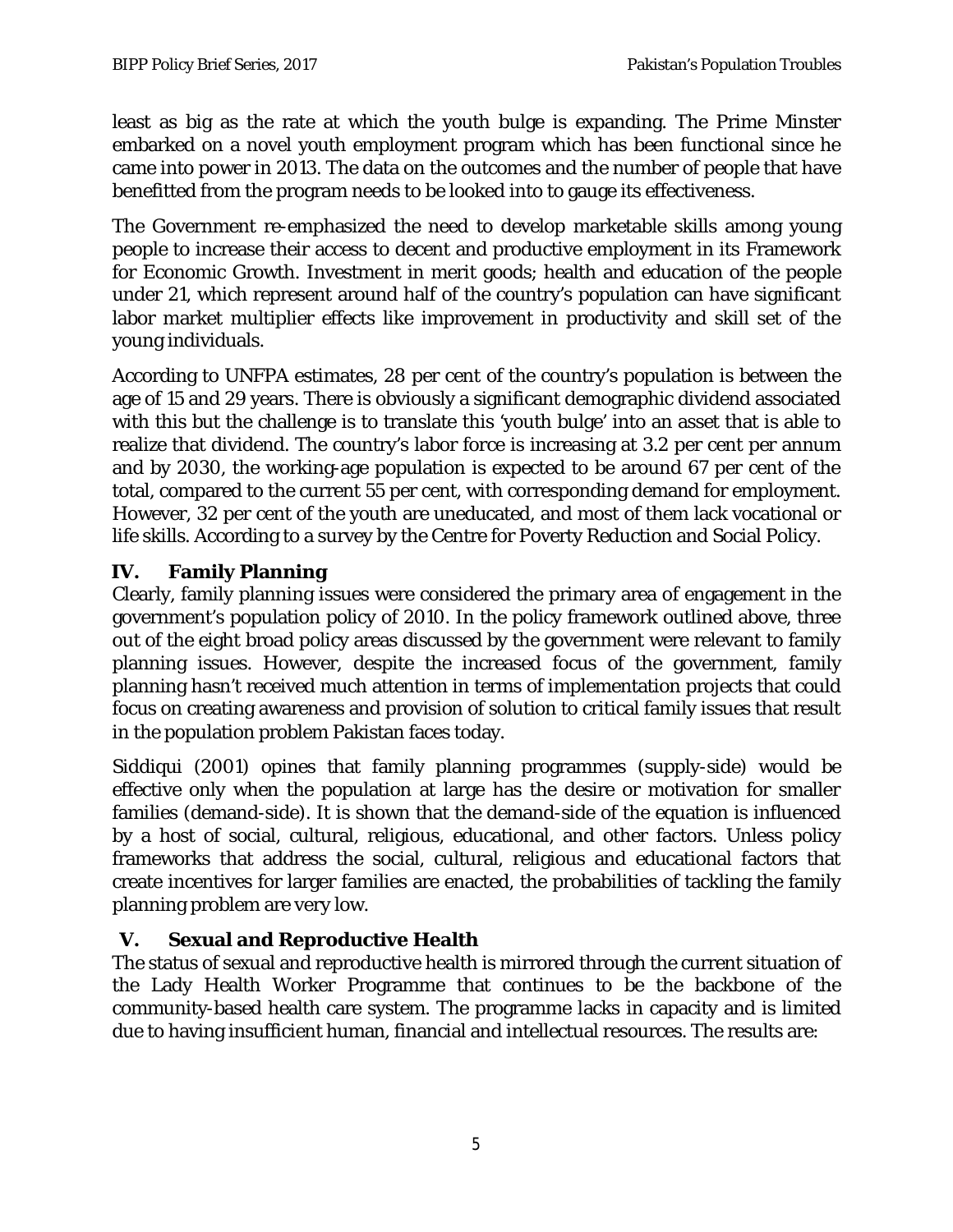least as big as the rate at which the youth bulge is expanding. The Prime Minster embarked on a novel youth employment program which has been functional since he came into power in 2013. The data on the outcomes and the number of people that have benefitted from the program needs to be looked into to gauge its effectiveness.

The Government re-emphasized the need to develop marketable skills among young people to increase their access to decent and productive employment in its Framework for Economic Growth. Investment in merit goods; health and education of the people under 21, which represent around half of the country's population can have significant labor market multiplier effects like improvement in productivity and skill set of the young individuals.

According to UNFPA estimates, 28 per cent of the country's population is between the age of 15 and 29 years. There is obviously a significant demographic dividend associated with this but the challenge is to translate this 'youth bulge' into an asset that is able to realize that dividend. The country's labor force is increasing at 3.2 per cent per annum and by 2030, the working-age population is expected to be around 67 per cent of the total, compared to the current 55 per cent, with corresponding demand for employment. However, 32 per cent of the youth are uneducated, and most of them lack vocational or life skills. According to a survey by the Centre for Poverty Reduction and Social Policy.

## IV. Family Planning

Clearly, family planning issues were considered the primary area of engagement in the government's population policy of 2010. In the policy framework outlined above, three out of the eight broad policy areas discussed by the government were relevant to family planning issues. However, despite the increased focus of the government, family planning hasn't received much attention in terms of implementation projects that could focus on creating awareness and provision of solution to critical family issues that result in the population problem Pakistan faces today.

Siddiqui (2001) opines that family planning programmes (supply-side) would be effective only when the population at large has the desire or motivation for smaller families (demand-side). It is shown that the demand-side of the equation is influenced by a host of social, cultural, religious, educational, and other factors. Unless policy frameworks that address the social, cultural, religious and educational factors that create incentives for larger families are enacted, the probabilities of tackling the family planning problem are very low.

## V. Sexual and Reproductive Health

The status of sexual and reproductive health is mirrored through the current situation of the Lady Health Worker Programme that continues to be the backbone of the community-based health care system. The programme lacks in capacity and is limited due to having insufficient human, financial and intellectual resources. The results are: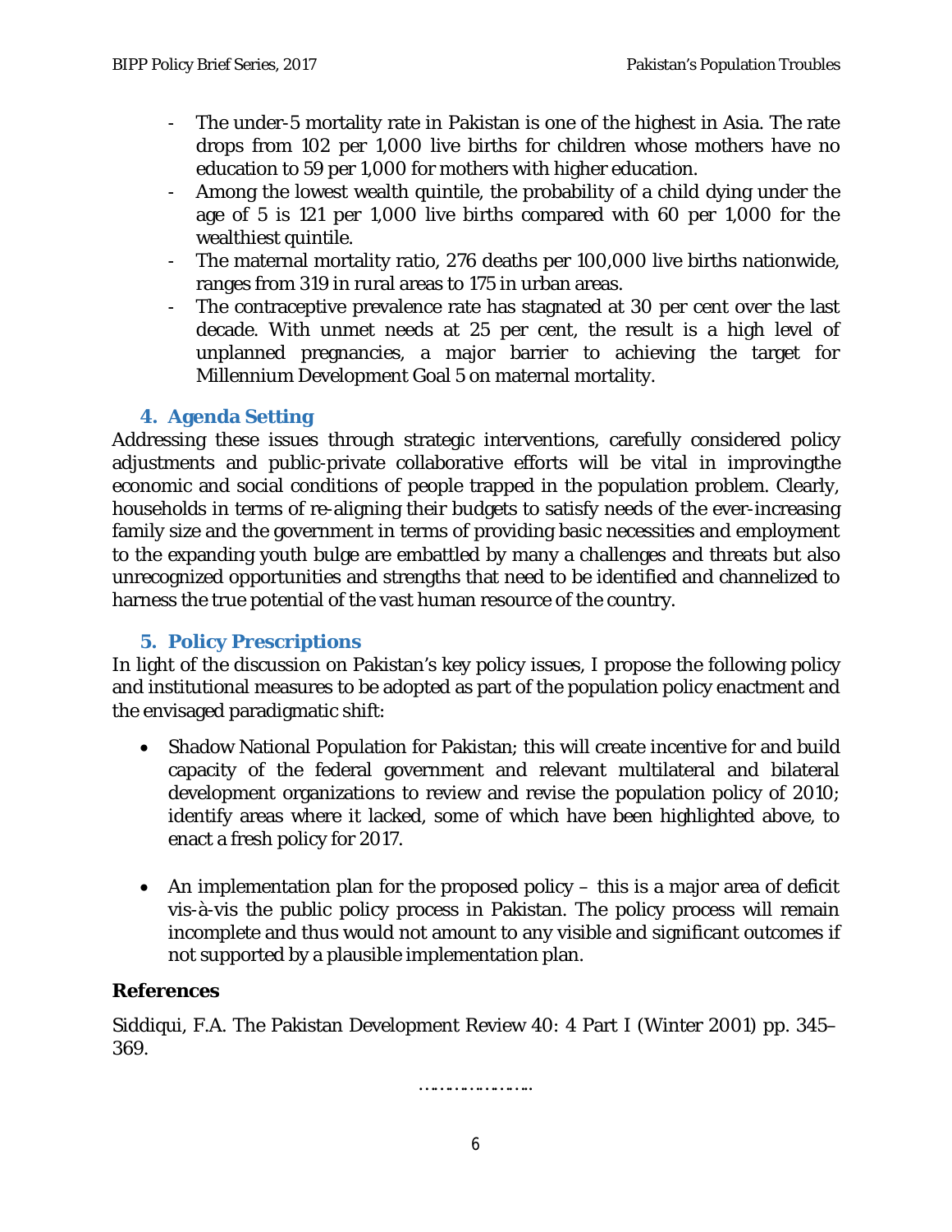- The under-5 mortality rate in Pakistan is one of the highest in Asia. The rate drops from 102 per 1,000 live births for children whose mothers have no education to 59 per 1,000 for mothers with higher education.
- Among the lowest wealth quintile, the probability of a child dying under the age of 5 is 121 per 1,000 live births compared with 60 per 1,000 for the wealthiest quintile.
- The maternal mortality ratio, 276 deaths per 100,000 live births nationwide, ranges from 319 in rural areas to 175 in urban areas.
- The contraceptive prevalence rate has stagnated at 30 per cent over the last decade. With unmet needs at 25 per cent, the result is a high level of unplanned pregnancies, a major barrier to achieving the target for Millennium Development Goal 5 on maternal mortality.

## 4. Agenda Setting

Addressing these issues through strategic interventions, carefully considered policy adjustments and public-private collaborative efforts will be vital in improvingthe economic and social conditions of people trapped in the population problem. Clearly, households in terms of re-aligning their budgets to satisfy needs of the ever-increasing family size and the government in terms of providing basic necessities and employment to the expanding youth bulge are embattled by many a challenges and threats but also unrecognized opportunities and strengths that need to be identified and channelized to harness the true potential of the vast human resource of the country.

## 5. Policy Prescriptions

In light of the discussion on Pakistan's key policy issues, I propose the following policy and institutional measures to be adopted as part of the population policy enactment and the envisaged paradigmatic shift:

- Shadow National Population for Pakistan; this will create incentive for and build capacity of the federal government and relevant multilateral and bilateral development organizations to review and revise the population policy of 2010; identify areas where it lacked, some of which have been highlighted above, to enact a fresh policy for 2017.

- An implementation plan for the proposed policy – this is a major area of deficit vis-à-vis the public policy process in Pakistan. The policy process will remain incomplete and thus would not amount to any visible and significant outcomes if not supported by a plausible implementation plan.

## References

Siddiqui, F.A. The Pakistan Development Review 40: 4 Part I (Winter 2001) pp. 345–369.

……………………